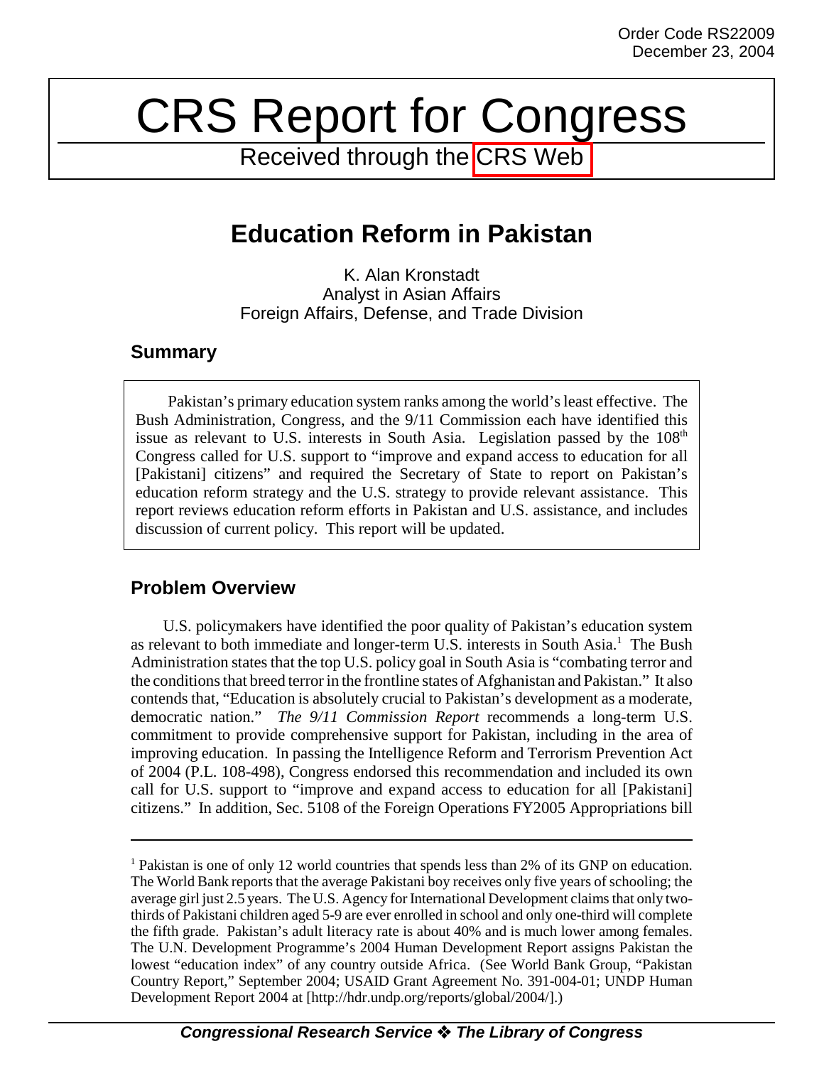Order Code RS22009
December 23, 2004

# CRS Report for Congress

Received through the CRS Web

# Education Reform in Pakistan

K. Alan Kronstadt
Analyst in Asian Affairs
Foreign Affairs, Defense, and Trade Division

## Summary

Pakistan's primary education system ranks among the world's least effective. The Bush Administration, Congress, and the 9/11 Commission each have identified this issue as relevant to U.S. interests in South Asia. Legislation passed by the 108th Congress called for U.S. support to "improve and expand access to education for all [Pakistani] citizens" and required the Secretary of State to report on Pakistan's education reform strategy and the U.S. strategy to provide relevant assistance. This report reviews education reform efforts in Pakistan and U.S. assistance, and includes discussion of current policy. This report will be updated.

## Problem Overview

U.S. policymakers have identified the poor quality of Pakistan's education system as relevant to both immediate and longer-term U.S. interests in South Asia.[1] The Bush Administration states that the top U.S. policy goal in South Asia is "combating terror and the conditions that breed terror in the frontline states of Afghanistan and Pakistan." It also contends that, "Education is absolutely crucial to Pakistan's development as a moderate, democratic nation." *The 9/11 Commission Report* recommends a long-term U.S. commitment to provide comprehensive support for Pakistan, including in the area of improving education. In passing the Intelligence Reform and Terrorism Prevention Act of 2004 (P.L. 108-498), Congress endorsed this recommendation and included its own call for U.S. support to "improve and expand access to education for all [Pakistani] citizens." In addition, Sec. 5108 of the Foreign Operations FY2005 Appropriations bill

---

[1] Pakistan is one of only 12 world countries that spends less than 2% of its GNP on education. The World Bank reports that the average Pakistani boy receives only five years of schooling; the average girl just 2.5 years. The U.S. Agency for International Development claims that only two-thirds of Pakistani children aged 5-9 are ever enrolled in school and only one-third will complete the fifth grade. Pakistan's adult literacy rate is about 40% and is much lower among females. The U.N. Development Programme's 2004 Human Development Report assigns Pakistan the lowest "education index" of any country outside Africa. (See World Bank Group, "Pakistan Country Report," September 2004; USAID Grant Agreement No. 391-004-01; UNDP Human Development Report 2004 at [http://hdr.undp.org/reports/global/2004/].)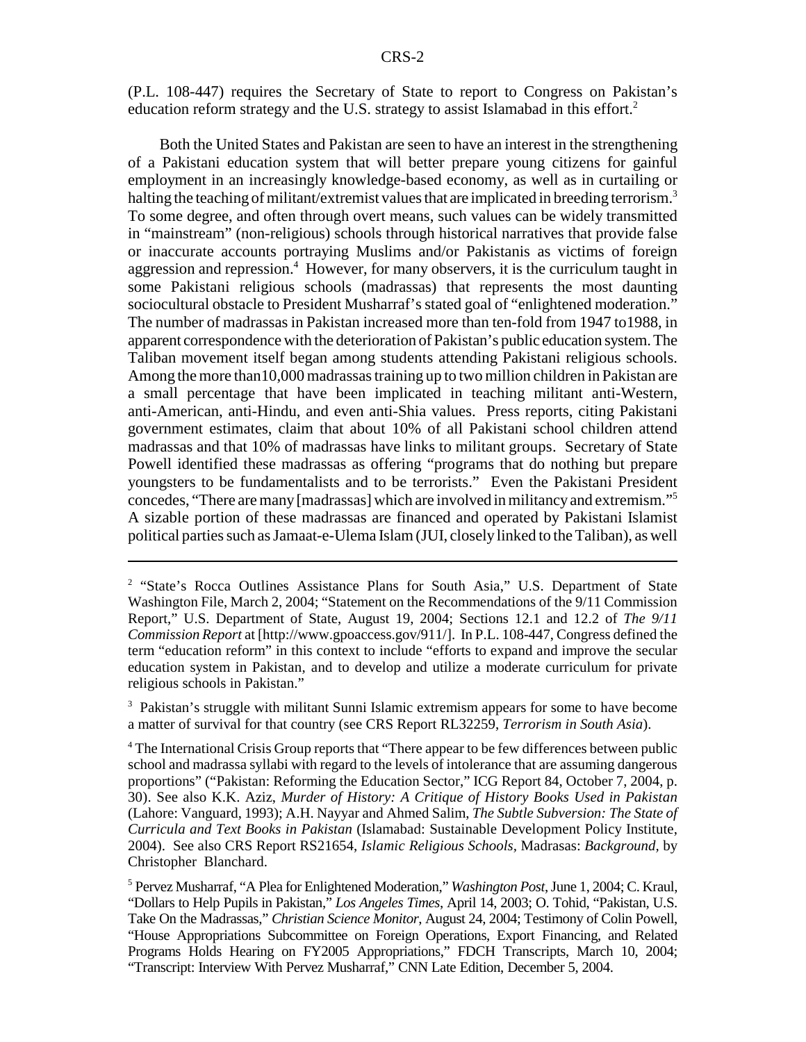(P.L. 108-447) requires the Secretary of State to report to Congress on Pakistan's education reform strategy and the U.S. strategy to assist Islamabad in this effort.[2]

Both the United States and Pakistan are seen to have an interest in the strengthening of a Pakistani education system that will better prepare young citizens for gainful employment in an increasingly knowledge-based economy, as well as in curtailing or halting the teaching of militant/extremist values that are implicated in breeding terrorism.[3] To some degree, and often through overt means, such values can be widely transmitted in "mainstream" (non-religious) schools through historical narratives that provide false or inaccurate accounts portraying Muslims and/or Pakistanis as victims of foreign aggression and repression.[4] However, for many observers, it is the curriculum taught in some Pakistani religious schools (madrassas) that represents the most daunting sociocultural obstacle to President Musharraf's stated goal of "enlightened moderation." The number of madrassas in Pakistan increased more than ten-fold from 1947 to1988, in apparent correspondence with the deterioration of Pakistan's public education system. The Taliban movement itself began among students attending Pakistani religious schools. Among the more than10,000 madrassas training up to two million children in Pakistan are a small percentage that have been implicated in teaching militant anti-Western, anti-American, anti-Hindu, and even anti-Shia values. Press reports, citing Pakistani government estimates, claim that about 10% of all Pakistani school children attend madrassas and that 10% of madrassas have links to militant groups. Secretary of State Powell identified these madrassas as offering "programs that do nothing but prepare youngsters to be fundamentalists and to be terrorists." Even the Pakistani President concedes, "There are many [madrassas] which are involved in militancy and extremism."[5] A sizable portion of these madrassas are financed and operated by Pakistani Islamist political parties such as Jamaat-e-Ulema Islam (JUI, closely linked to the Taliban), as well

---

[2] "State's Rocca Outlines Assistance Plans for South Asia," U.S. Department of State Washington File, March 2, 2004; "Statement on the Recommendations of the 9/11 Commission Report," U.S. Department of State, August 19, 2004; Sections 12.1 and 12.2 of *The 9/11 Commission Report* at [http://www.gpoaccess.gov/911/]. In P.L. 108-447, Congress defined the term "education reform" in this context to include "efforts to expand and improve the secular education system in Pakistan, and to develop and utilize a moderate curriculum for private religious schools in Pakistan."

[3] Pakistan's struggle with militant Sunni Islamic extremism appears for some to have become a matter of survival for that country (see CRS Report RL32259, *Terrorism in South Asia*).

[4] The International Crisis Group reports that "There appear to be few differences between public school and madrassa syllabi with regard to the levels of intolerance that are assuming dangerous proportions" ("Pakistan: Reforming the Education Sector," ICG Report 84, October 7, 2004, p. 30). See also K.K. Aziz, *Murder of History: A Critique of History Books Used in Pakistan* (Lahore: Vanguard, 1993); A.H. Nayyar and Ahmed Salim, *The Subtle Subversion: The State of Curricula and Text Books in Pakistan* (Islamabad: Sustainable Development Policy Institute, 2004). See also CRS Report RS21654, *Islamic Religious Schools,* Madrasas: *Background,* by Christopher Blanchard.

[5] Pervez Musharraf, "A Plea for Enlightened Moderation," *Washington Post*, June 1, 2004; C. Kraul, "Dollars to Help Pupils in Pakistan," *Los Angeles Times*, April 14, 2003; O. Tohid, "Pakistan, U.S. Take On the Madrassas," *Christian Science Monitor*, August 24, 2004; Testimony of Colin Powell, "House Appropriations Subcommittee on Foreign Operations, Export Financing, and Related Programs Holds Hearing on FY2005 Appropriations," FDCH Transcripts, March 10, 2004; "Transcript: Interview With Pervez Musharraf," CNN Late Edition, December 5, 2004.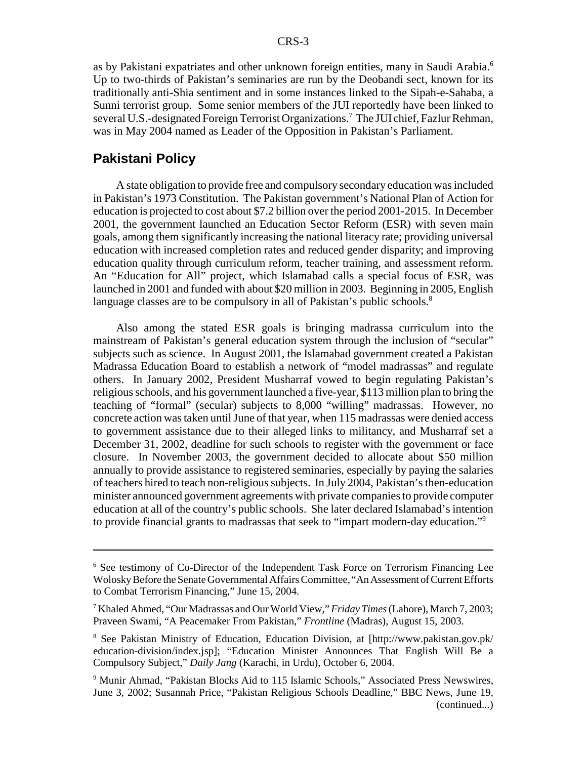as by Pakistani expatriates and other unknown foreign entities, many in Saudi Arabia.[6] Up to two-thirds of Pakistan's seminaries are run by the Deobandi sect, known for its traditionally anti-Shia sentiment and in some instances linked to the Sipah-e-Sahaba, a Sunni terrorist group. Some senior members of the JUI reportedly have been linked to several U.S.-designated Foreign Terrorist Organizations.[7] The JUI chief, Fazlur Rehman, was in May 2004 named as Leader of the Opposition in Pakistan's Parliament.

## Pakistani Policy

A state obligation to provide free and compulsory secondary education was included in Pakistan's 1973 Constitution. The Pakistan government's National Plan of Action for education is projected to cost about $7.2 billion over the period 2001-2015. In December 2001, the government launched an Education Sector Reform (ESR) with seven main goals, among them significantly increasing the national literacy rate; providing universal education with increased completion rates and reduced gender disparity; and improving education quality through curriculum reform, teacher training, and assessment reform. An "Education for All" project, which Islamabad calls a special focus of ESR, was launched in 2001 and funded with about $20 million in 2003. Beginning in 2005, English language classes are to be compulsory in all of Pakistan's public schools.[8]

Also among the stated ESR goals is bringing madrassa curriculum into the mainstream of Pakistan's general education system through the inclusion of "secular" subjects such as science. In August 2001, the Islamabad government created a Pakistan Madrassa Education Board to establish a network of "model madrassas" and regulate others. In January 2002, President Musharraf vowed to begin regulating Pakistan's religious schools, and his government launched a five-year, $113 million plan to bring the teaching of "formal" (secular) subjects to 8,000 "willing" madrassas. However, no concrete action was taken until June of that year, when 115 madrassas were denied access to government assistance due to their alleged links to militancy, and Musharraf set a December 31, 2002, deadline for such schools to register with the government or face closure. In November 2003, the government decided to allocate about $50 million annually to provide assistance to registered seminaries, especially by paying the salaries of teachers hired to teach non-religious subjects. In July 2004, Pakistan's then-education minister announced government agreements with private companies to provide computer education at all of the country's public schools. She later declared Islamabad's intention to provide financial grants to madrassas that seek to "impart modern-day education."[9]

---

[6] See testimony of Co-Director of the Independent Task Force on Terrorism Financing Lee Wolosky Before the Senate Governmental Affairs Committee, "An Assessment of Current Efforts to Combat Terrorism Financing," June 15, 2004.

[7] Khaled Ahmed, "Our Madrassas and Our World View," *Friday Times* (Lahore), March 7, 2003; Praveen Swami, "A Peacemaker From Pakistan," *Frontline* (Madras), August 15, 2003.

[8] See Pakistan Ministry of Education, Education Division, at [http://www.pakistan.gov.pk/education-division/index.jsp]; "Education Minister Announces That English Will Be a Compulsory Subject," *Daily Jang* (Karachi, in Urdu), October 6, 2004.

[9] Munir Ahmad, "Pakistan Blocks Aid to 115 Islamic Schools," Associated Press Newswires, June 3, 2002; Susannah Price, "Pakistan Religious Schools Deadline," BBC News, June 19, (continued...)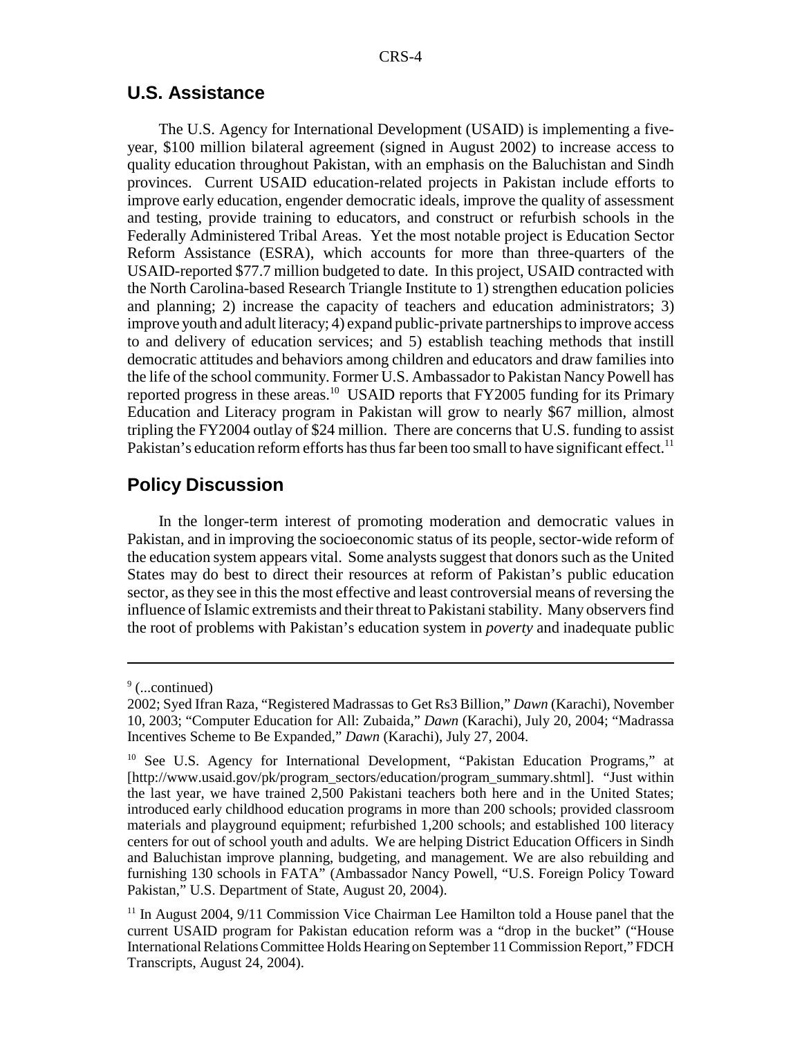## U.S. Assistance

The U.S. Agency for International Development (USAID) is implementing a five-year, $100 million bilateral agreement (signed in August 2002) to increase access to quality education throughout Pakistan, with an emphasis on the Baluchistan and Sindh provinces. Current USAID education-related projects in Pakistan include efforts to improve early education, engender democratic ideals, improve the quality of assessment and testing, provide training to educators, and construct or refurbish schools in the Federally Administered Tribal Areas. Yet the most notable project is Education Sector Reform Assistance (ESRA), which accounts for more than three-quarters of the USAID-reported $77.7 million budgeted to date. In this project, USAID contracted with the North Carolina-based Research Triangle Institute to 1) strengthen education policies and planning; 2) increase the capacity of teachers and education administrators; 3) improve youth and adult literacy; 4) expand public-private partnerships to improve access to and delivery of education services; and 5) establish teaching methods that instill democratic attitudes and behaviors among children and educators and draw families into the life of the school community. Former U.S. Ambassador to Pakistan Nancy Powell has reported progress in these areas.[10] USAID reports that FY2005 funding for its Primary Education and Literacy program in Pakistan will grow to nearly $67 million, almost tripling the FY2004 outlay of $24 million. There are concerns that U.S. funding to assist Pakistan's education reform efforts has thus far been too small to have significant effect.[11]

## Policy Discussion

In the longer-term interest of promoting moderation and democratic values in Pakistan, and in improving the socioeconomic status of its people, sector-wide reform of the education system appears vital. Some analysts suggest that donors such as the United States may do best to direct their resources at reform of Pakistan's public education sector, as they see in this the most effective and least controversial means of reversing the influence of Islamic extremists and their threat to Pakistani stability. Many observers find the root of problems with Pakistan's education system in *poverty* and inadequate public

---

[9] (...continued)
2002; Syed Ifran Raza, "Registered Madrassas to Get Rs3 Billion," *Dawn* (Karachi), November 10, 2003; "Computer Education for All: Zubaida," *Dawn* (Karachi), July 20, 2004; "Madrassa Incentives Scheme to Be Expanded," *Dawn* (Karachi), July 27, 2004.

[10] See U.S. Agency for International Development, "Pakistan Education Programs," at [http://www.usaid.gov/pk/program_sectors/education/program_summary.shtml]. "Just within the last year, we have trained 2,500 Pakistani teachers both here and in the United States; introduced early childhood education programs in more than 200 schools; provided classroom materials and playground equipment; refurbished 1,200 schools; and established 100 literacy centers for out of school youth and adults. We are helping District Education Officers in Sindh and Baluchistan improve planning, budgeting, and management. We are also rebuilding and furnishing 130 schools in FATA" (Ambassador Nancy Powell, "U.S. Foreign Policy Toward Pakistan," U.S. Department of State, August 20, 2004).

[11] In August 2004, 9/11 Commission Vice Chairman Lee Hamilton told a House panel that the current USAID program for Pakistan education reform was a "drop in the bucket" ("House International Relations Committee Holds Hearing on September 11 Commission Report," FDCH Transcripts, August 24, 2004).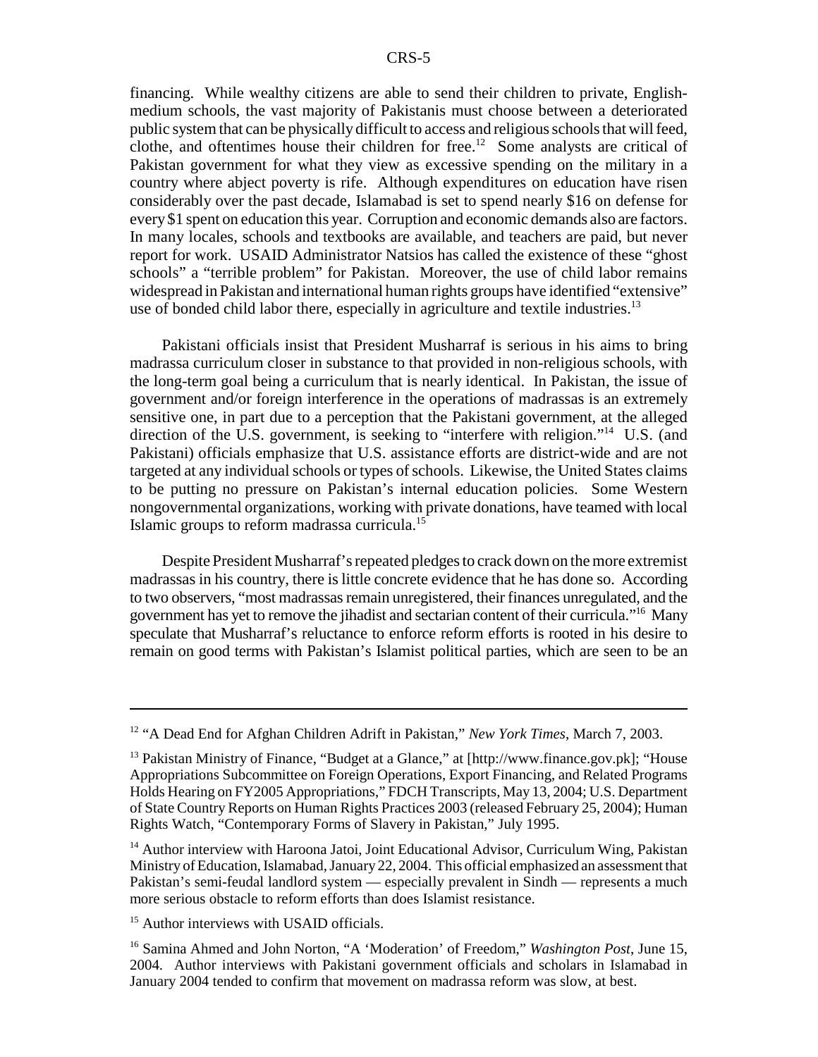financing. While wealthy citizens are able to send their children to private, English-medium schools, the vast majority of Pakistanis must choose between a deteriorated public system that can be physically difficult to access and religious schools that will feed, clothe, and oftentimes house their children for free.[12] Some analysts are critical of Pakistan government for what they view as excessive spending on the military in a country where abject poverty is rife. Although expenditures on education have risen considerably over the past decade, Islamabad is set to spend nearly $16 on defense for every $1 spent on education this year. Corruption and economic demands also are factors. In many locales, schools and textbooks are available, and teachers are paid, but never report for work. USAID Administrator Natsios has called the existence of these "ghost schools" a "terrible problem" for Pakistan. Moreover, the use of child labor remains widespread in Pakistan and international human rights groups have identified "extensive" use of bonded child labor there, especially in agriculture and textile industries.[13]

Pakistani officials insist that President Musharraf is serious in his aims to bring madrassa curriculum closer in substance to that provided in non-religious schools, with the long-term goal being a curriculum that is nearly identical. In Pakistan, the issue of government and/or foreign interference in the operations of madrassas is an extremely sensitive one, in part due to a perception that the Pakistani government, at the alleged direction of the U.S. government, is seeking to "interfere with religion."[14] U.S. (and Pakistani) officials emphasize that U.S. assistance efforts are district-wide and are not targeted at any individual schools or types of schools. Likewise, the United States claims to be putting no pressure on Pakistan's internal education policies. Some Western nongovernmental organizations, working with private donations, have teamed with local Islamic groups to reform madrassa curricula.[15]

Despite President Musharraf's repeated pledges to crack down on the more extremist madrassas in his country, there is little concrete evidence that he has done so. According to two observers, "most madrassas remain unregistered, their finances unregulated, and the government has yet to remove the jihadist and sectarian content of their curricula."[16] Many speculate that Musharraf's reluctance to enforce reform efforts is rooted in his desire to remain on good terms with Pakistan's Islamist political parties, which are seen to be an

---

[12] "A Dead End for Afghan Children Adrift in Pakistan," *New York Times*, March 7, 2003.

[13] Pakistan Ministry of Finance, "Budget at a Glance," at [http://www.finance.gov.pk]; "House Appropriations Subcommittee on Foreign Operations, Export Financing, and Related Programs Holds Hearing on FY2005 Appropriations," FDCH Transcripts, May 13, 2004; U.S. Department of State Country Reports on Human Rights Practices 2003 (released February 25, 2004); Human Rights Watch, "Contemporary Forms of Slavery in Pakistan," July 1995.

[14] Author interview with Haroona Jatoi, Joint Educational Advisor, Curriculum Wing, Pakistan Ministry of Education, Islamabad, January 22, 2004. This official emphasized an assessment that Pakistan's semi-feudal landlord system — especially prevalent in Sindh — represents a much more serious obstacle to reform efforts than does Islamist resistance.

[15] Author interviews with USAID officials.

[16] Samina Ahmed and John Norton, "A 'Moderation' of Freedom," *Washington Post*, June 15, 2004. Author interviews with Pakistani government officials and scholars in Islamabad in January 2004 tended to confirm that movement on madrassa reform was slow, at best.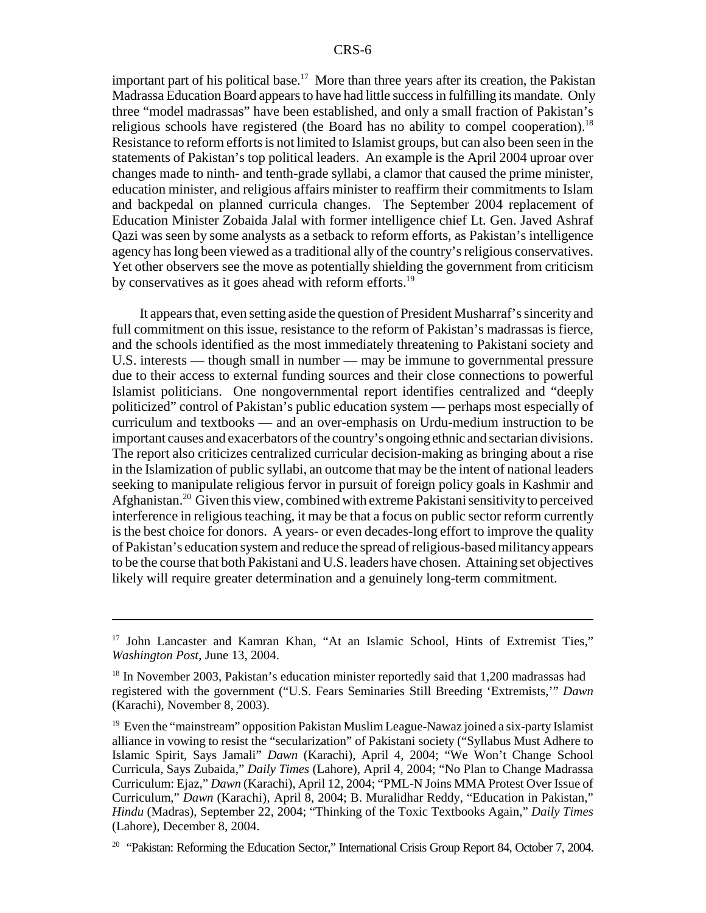important part of his political base.[17] More than three years after its creation, the Pakistan Madrassa Education Board appears to have had little success in fulfilling its mandate. Only three "model madrassas" have been established, and only a small fraction of Pakistan's religious schools have registered (the Board has no ability to compel cooperation).[18] Resistance to reform efforts is not limited to Islamist groups, but can also been seen in the statements of Pakistan's top political leaders. An example is the April 2004 uproar over changes made to ninth- and tenth-grade syllabi, a clamor that caused the prime minister, education minister, and religious affairs minister to reaffirm their commitments to Islam and backpedal on planned curricula changes. The September 2004 replacement of Education Minister Zobaida Jalal with former intelligence chief Lt. Gen. Javed Ashraf Qazi was seen by some analysts as a setback to reform efforts, as Pakistan's intelligence agency has long been viewed as a traditional ally of the country's religious conservatives. Yet other observers see the move as potentially shielding the government from criticism by conservatives as it goes ahead with reform efforts.[19]

It appears that, even setting aside the question of President Musharraf's sincerity and full commitment on this issue, resistance to the reform of Pakistan's madrassas is fierce, and the schools identified as the most immediately threatening to Pakistani society and U.S. interests — though small in number — may be immune to governmental pressure due to their access to external funding sources and their close connections to powerful Islamist politicians. One nongovernmental report identifies centralized and "deeply politicized" control of Pakistan's public education system — perhaps most especially of curriculum and textbooks — and an over-emphasis on Urdu-medium instruction to be important causes and exacerbators of the country's ongoing ethnic and sectarian divisions. The report also criticizes centralized curricular decision-making as bringing about a rise in the Islamization of public syllabi, an outcome that may be the intent of national leaders seeking to manipulate religious fervor in pursuit of foreign policy goals in Kashmir and Afghanistan.[20] Given this view, combined with extreme Pakistani sensitivity to perceived interference in religious teaching, it may be that a focus on public sector reform currently is the best choice for donors. A years- or even decades-long effort to improve the quality of Pakistan's education system and reduce the spread of religious-based militancy appears to be the course that both Pakistani and U.S. leaders have chosen. Attaining set objectives likely will require greater determination and a genuinely long-term commitment.

---

[17] John Lancaster and Kamran Khan, "At an Islamic School, Hints of Extremist Ties," *Washington Post*, June 13, 2004.

[18] In November 2003, Pakistan's education minister reportedly said that 1,200 madrassas had registered with the government ("U.S. Fears Seminaries Still Breeding 'Extremists,'" *Dawn* (Karachi), November 8, 2003).

[19] Even the "mainstream" opposition Pakistan Muslim League-Nawaz joined a six-party Islamist alliance in vowing to resist the "secularization" of Pakistani society ("Syllabus Must Adhere to Islamic Spirit, Says Jamali" *Dawn* (Karachi), April 4, 2004; "We Won't Change School Curricula, Says Zubaida," *Daily Times* (Lahore), April 4, 2004; "No Plan to Change Madrassa Curriculum: Ejaz," *Dawn* (Karachi), April 12, 2004; "PML-N Joins MMA Protest Over Issue of Curriculum," *Dawn* (Karachi), April 8, 2004; B. Muralidhar Reddy, "Education in Pakistan," *Hindu* (Madras), September 22, 2004; "Thinking of the Toxic Textbooks Again," *Daily Times* (Lahore), December 8, 2004.

[20] "Pakistan: Reforming the Education Sector," International Crisis Group Report 84, October 7, 2004.